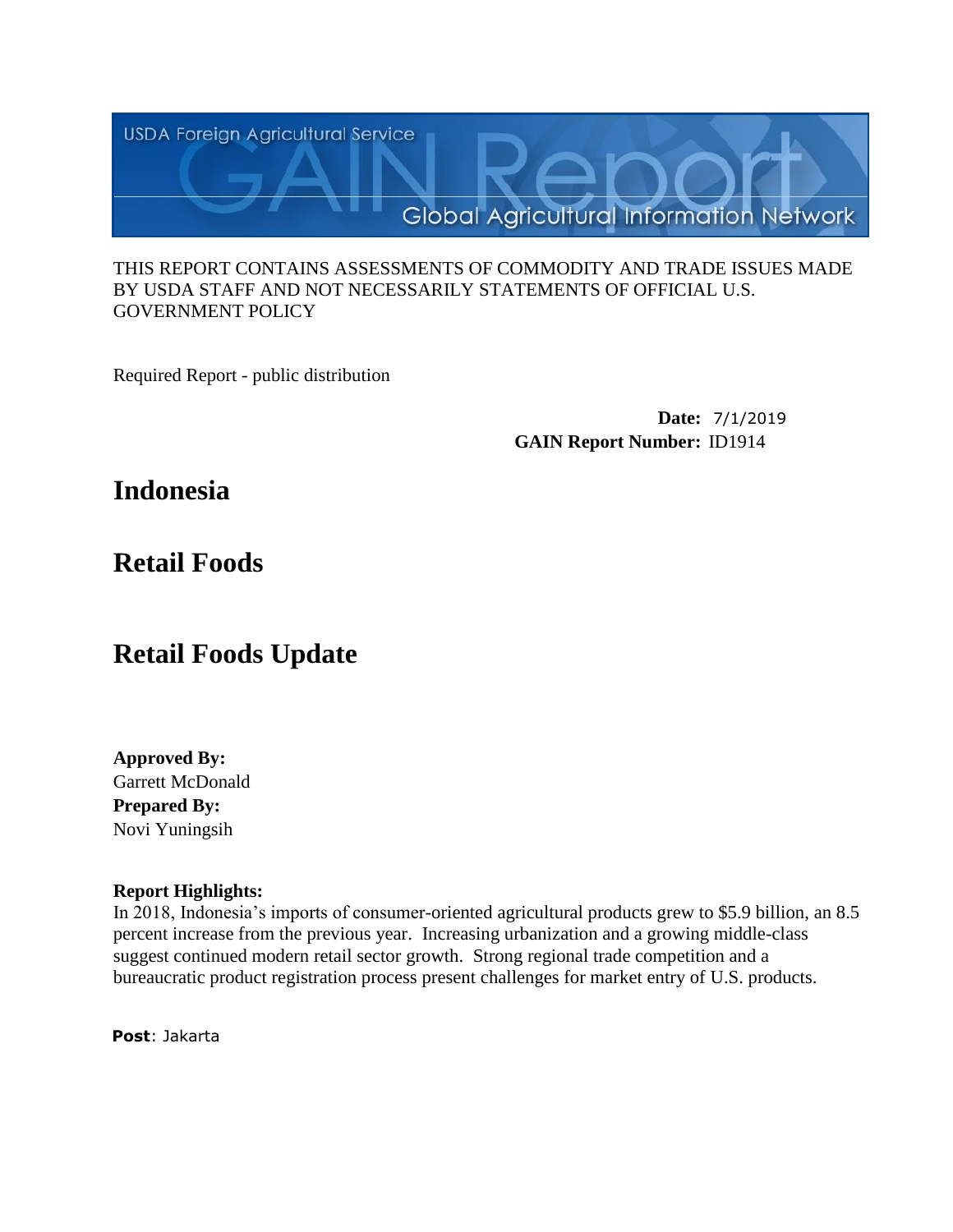USDA Foreign Agricultural Service

GAIN Report

Global Agricultural Information Network

THIS REPORT CONTAINS ASSESSMENTS OF COMMODITY AND TRADE ISSUES MADE BY USDA STAFF AND NOT NECESSARILY STATEMENTS OF OFFICIAL U.S. GOVERNMENT POLICY

Required Report - public distribution

**Date:** 7/1/2019

**GAIN Report Number:** ID1914

# Indonesia

# Retail Foods

# Retail Foods Update

**Approved By:**
Garrett McDonald

**Prepared By:**
Novi Yuningsih

**Report Highlights:**
In 2018, Indonesia's imports of consumer-oriented agricultural products grew to $5.9 billion, an 8.5 percent increase from the previous year. Increasing urbanization and a growing middle-class suggest continued modern retail sector growth. Strong regional trade competition and a bureaucratic product registration process present challenges for market entry of U.S. products.

**Post**: Jakarta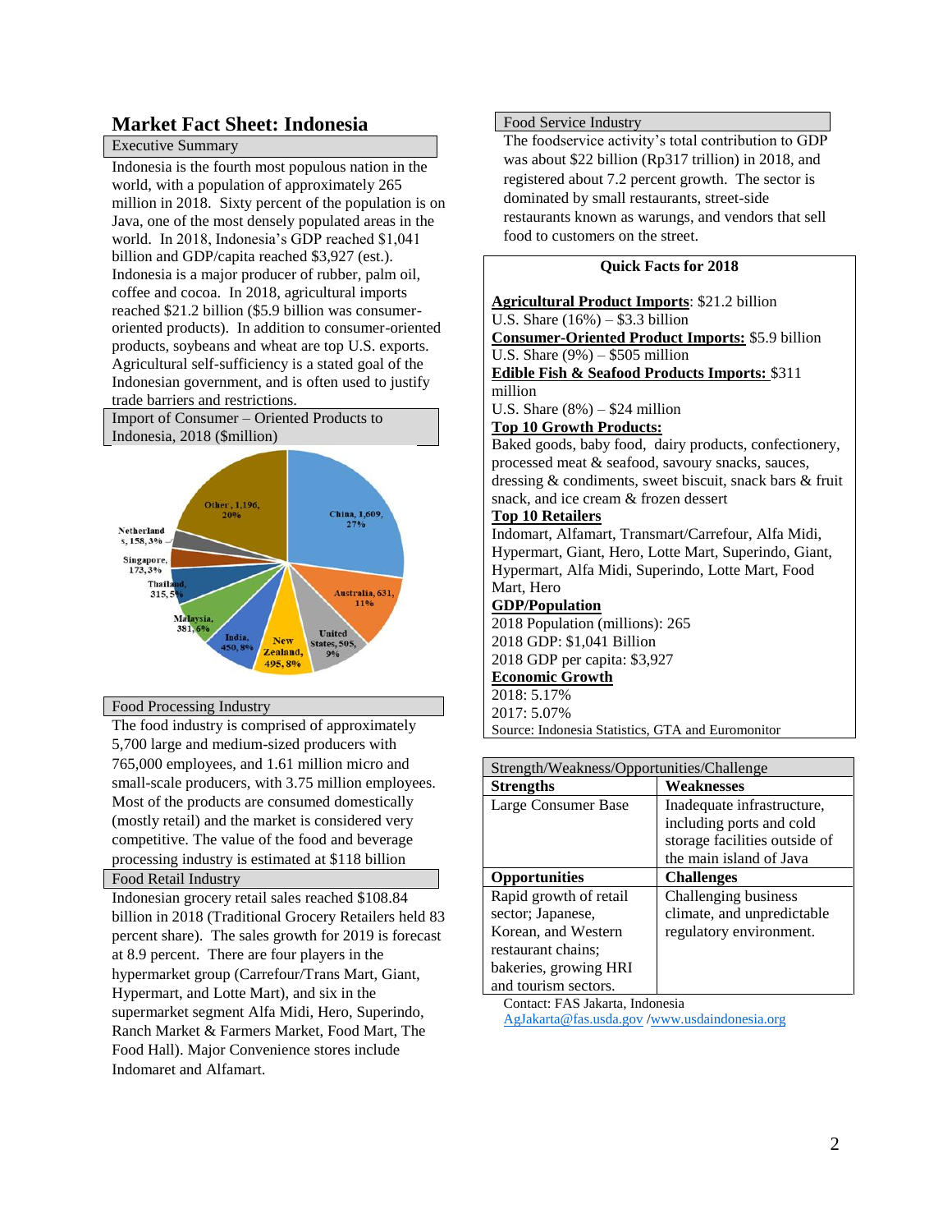# Market Fact Sheet: Indonesia

## Executive Summary

Indonesia is the fourth most populous nation in the world, with a population of approximately 265 million in 2018. Sixty percent of the population is on Java, one of the most densely populated areas in the world. In 2018, Indonesia's GDP reached $1,041 billion and GDP/capita reached $3,927 (est.). Indonesia is a major producer of rubber, palm oil, coffee and cocoa. In 2018, agricultural imports reached $21.2 billion ($5.9 billion was consumer-oriented products). In addition to consumer-oriented products, soybeans and wheat are top U.S. exports. Agricultural self-sufficiency is a stated goal of the Indonesian government, and is often used to justify trade barriers and restrictions.

## Import of Consumer – Oriented Products to Indonesia, 2018 ($million)

| Country | Value ($million) | Share |
|---|---|---|
| China | 1,609 | 27% |
| Australia | 631 | 11% |
| United States | 505 | 9% |
| New Zealand | 495 | 8% |
| India | 450 | 8% |
| Malaysia | 381 | 6% |
| Thailand | 315 | 5% |
| Singapore | 173 | 3% |
| Netherlands | 158 | 3% |
| Other | 1,196 | 20% |

## Food Processing Industry

The food industry is comprised of approximately 5,700 large and medium-sized producers with 765,000 employees, and 1.61 million micro and small-scale producers, with 3.75 million employees. Most of the products are consumed domestically (mostly retail) and the market is considered very competitive. The value of the food and beverage processing industry is estimated at $118 billion

## Food Retail Industry

Indonesian grocery retail sales reached $108.84 billion in 2018 (Traditional Grocery Retailers held 83 percent share). The sales growth for 2019 is forecast at 8.9 percent. There are four players in the hypermarket group (Carrefour/Trans Mart, Giant, Hypermart, and Lotte Mart), and six in the supermarket segment Alfa Midi, Hero, Superindo, Ranch Market & Farmers Market, Food Mart, The Food Hall). Major Convenience stores include Indomaret and Alfamart.

## Food Service Industry

The foodservice activity's total contribution to GDP was about $22 billion (Rp317 trillion) in 2018, and registered about 7.2 percent growth. The sector is dominated by small restaurants, street-side restaurants known as warungs, and vendors that sell food to customers on the street.

## Quick Facts for 2018

**Agricultural Product Imports**: $21.2 billion
U.S. Share (16%) – $3.3 billion

**Consumer-Oriented Product Imports:** $5.9 billion
U.S. Share (9%) – $505 million

**Edible Fish & Seafood Products Imports:** $311 million
U.S. Share (8%) – $24 million

**Top 10 Growth Products:**
Baked goods, baby food, dairy products, confectionery, processed meat & seafood, savoury snacks, sauces, dressing & condiments, sweet biscuit, snack bars & fruit snack, and ice cream & frozen dessert

**Top 10 Retailers**
Indomart, Alfamart, Transmart/Carrefour, Alfa Midi, Hypermart, Giant, Hero, Lotte Mart, Superindo, Giant, Hypermart, Alfa Midi, Superindo, Lotte Mart, Food Mart, Hero

**GDP/Population**
2018 Population (millions): 265
2018 GDP: $1,041 Billion
2018 GDP per capita: $3,927

**Economic Growth**
2018: 5.17%
2017: 5.07%

Source: Indonesia Statistics, GTA and Euromonitor

## Strength/Weakness/Opportunities/Challenge

| Strengths | Weaknesses |
|---|---|
| Large Consumer Base | Inadequate infrastructure, including ports and cold storage facilities outside of the main island of Java |
| **Opportunities** | **Challenges** |
| Rapid growth of retail sector; Japanese, Korean, and Western restaurant chains; bakeries, growing HRI and tourism sectors. | Challenging business climate, and unpredictable regulatory environment. |

Contact: FAS Jakarta, Indonesia
AgJakarta@fas.usda.gov /www.usdaindonesia.org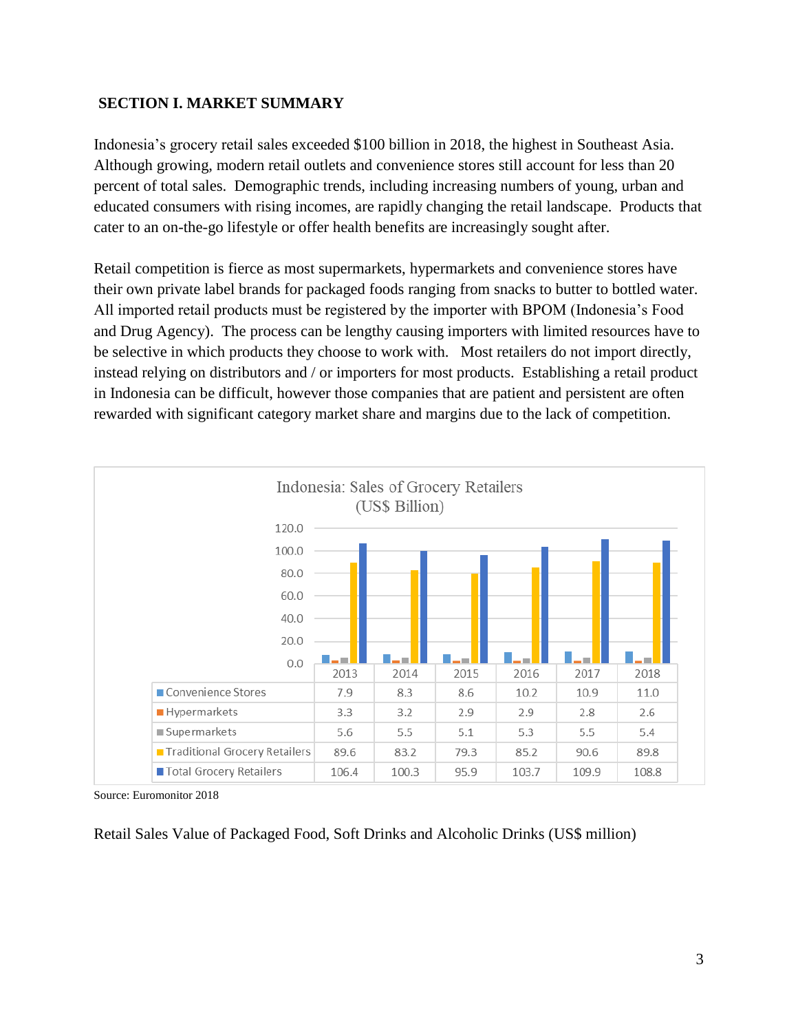## SECTION I. MARKET SUMMARY

Indonesia's grocery retail sales exceeded $100 billion in 2018, the highest in Southeast Asia. Although growing, modern retail outlets and convenience stores still account for less than 20 percent of total sales. Demographic trends, including increasing numbers of young, urban and educated consumers with rising incomes, are rapidly changing the retail landscape. Products that cater to an on-the-go lifestyle or offer health benefits are increasingly sought after.

Retail competition is fierce as most supermarkets, hypermarkets and convenience stores have their own private label brands for packaged foods ranging from snacks to butter to bottled water. All imported retail products must be registered by the importer with BPOM (Indonesia's Food and Drug Agency). The process can be lengthy causing importers with limited resources have to be selective in which products they choose to work with. Most retailers do not import directly, instead relying on distributors and / or importers for most products. Establishing a retail product in Indonesia can be difficult, however those companies that are patient and persistent are often rewarded with significant category market share and margins due to the lack of competition.

**Indonesia: Sales of Grocery Retailers (US$ Billion)**

| | 2013 | 2014 | 2015 | 2016 | 2017 | 2018 |
|---|---|---|---|---|---|---|
| Convenience Stores | 7.9 | 8.3 | 8.6 | 10.2 | 10.9 | 11.0 |
| Hypermarkets | 3.3 | 3.2 | 2.9 | 2.9 | 2.8 | 2.6 |
| Supermarkets | 5.6 | 5.5 | 5.1 | 5.3 | 5.5 | 5.4 |
| Traditional Grocery Retailers | 89.6 | 83.2 | 79.3 | 85.2 | 90.6 | 89.8 |
| Total Grocery Retailers | 106.4 | 100.3 | 95.9 | 103.7 | 109.9 | 108.8 |

Source: Euromonitor 2018

Retail Sales Value of Packaged Food, Soft Drinks and Alcoholic Drinks (US$ million)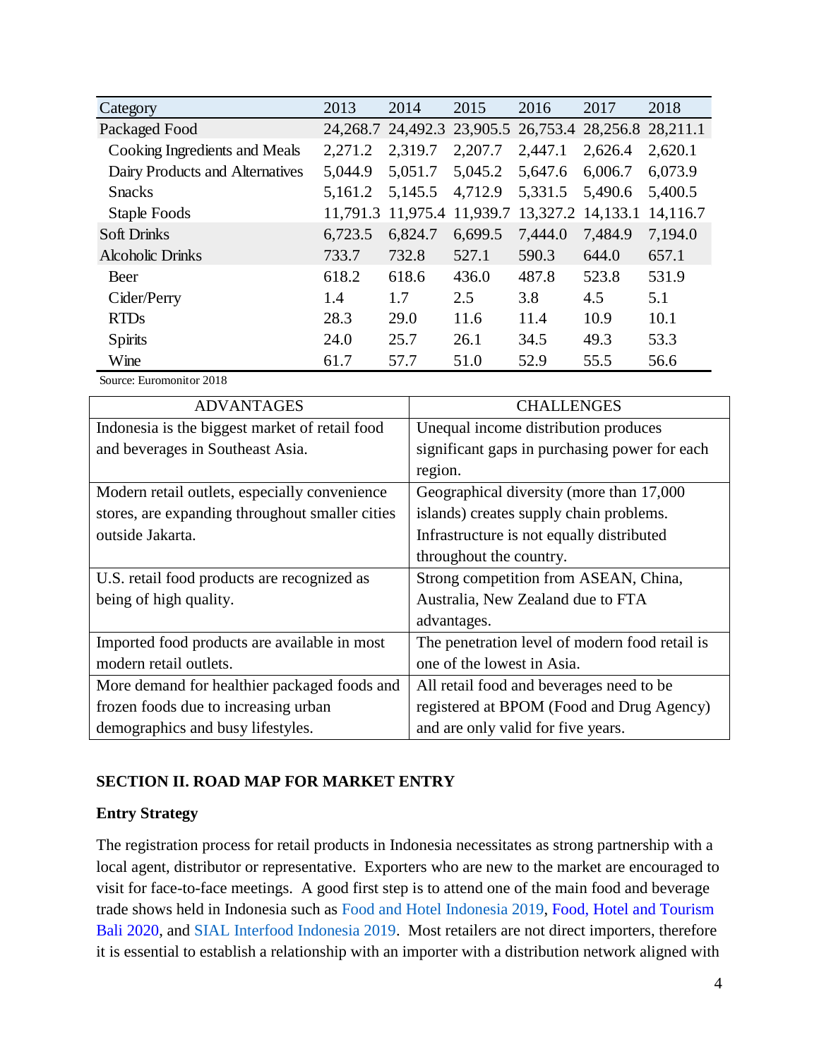| Category | 2013 | 2014 | 2015 | 2016 | 2017 | 2018 |
|---|---|---|---|---|---|---|
| Packaged Food | 24,268.7 | 24,492.3 | 23,905.5 | 26,753.4 | 28,256.8 | 28,211.1 |
| Cooking Ingredients and Meals | 2,271.2 | 2,319.7 | 2,207.7 | 2,447.1 | 2,626.4 | 2,620.1 |
| Dairy Products and Alternatives | 5,044.9 | 5,051.7 | 5,045.2 | 5,647.6 | 6,006.7 | 6,073.9 |
| Snacks | 5,161.2 | 5,145.5 | 4,712.9 | 5,331.5 | 5,490.6 | 5,400.5 |
| Staple Foods | 11,791.3 | 11,975.4 | 11,939.7 | 13,327.2 | 14,133.1 | 14,116.7 |
| Soft Drinks | 6,723.5 | 6,824.7 | 6,699.5 | 7,444.0 | 7,484.9 | 7,194.0 |
| Alcoholic Drinks | 733.7 | 732.8 | 527.1 | 590.3 | 644.0 | 657.1 |
| Beer | 618.2 | 618.6 | 436.0 | 487.8 | 523.8 | 531.9 |
| Cider/Perry | 1.4 | 1.7 | 2.5 | 3.8 | 4.5 | 5.1 |
| RTDs | 28.3 | 29.0 | 11.6 | 11.4 | 10.9 | 10.1 |
| Spirits | 24.0 | 25.7 | 26.1 | 34.5 | 49.3 | 53.3 |
| Wine | 61.7 | 57.7 | 51.0 | 52.9 | 55.5 | 56.6 |

Source: Euromonitor 2018

| ADVANTAGES | CHALLENGES |
|---|---|
| Indonesia is the biggest market of retail food and beverages in Southeast Asia. | Unequal income distribution produces significant gaps in purchasing power for each region. |
| Modern retail outlets, especially convenience stores, are expanding throughout smaller cities outside Jakarta. | Geographical diversity (more than 17,000 islands) creates supply chain problems. Infrastructure is not equally distributed throughout the country. |
| U.S. retail food products are recognized as being of high quality. | Strong competition from ASEAN, China, Australia, New Zealand due to FTA advantages. |
| Imported food products are available in most modern retail outlets. | The penetration level of modern food retail is one of the lowest in Asia. |
| More demand for healthier packaged foods and frozen foods due to increasing urban demographics and busy lifestyles. | All retail food and beverages need to be registered at BPOM (Food and Drug Agency) and are only valid for five years. |

## SECTION II. ROAD MAP FOR MARKET ENTRY

### Entry Strategy

The registration process for retail products in Indonesia necessitates as strong partnership with a local agent, distributor or representative. Exporters who are new to the market are encouraged to visit for face-to-face meetings. A good first step is to attend one of the main food and beverage trade shows held in Indonesia such as Food and Hotel Indonesia 2019, Food, Hotel and Tourism Bali 2020, and SIAL Interfood Indonesia 2019. Most retailers are not direct importers, therefore it is essential to establish a relationship with an importer with a distribution network aligned with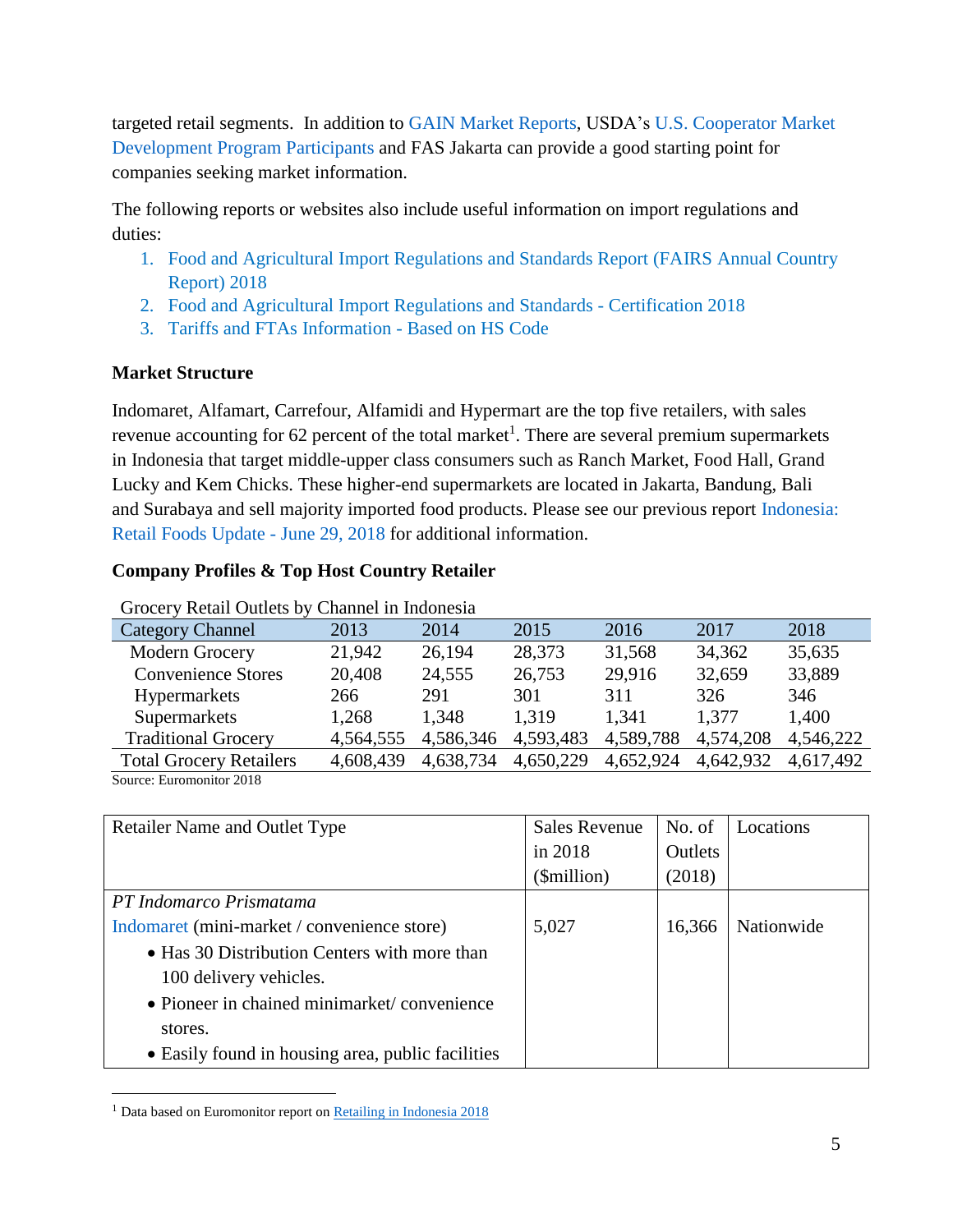targeted retail segments. In addition to GAIN Market Reports, USDA's U.S. Cooperator Market Development Program Participants and FAS Jakarta can provide a good starting point for companies seeking market information.

The following reports or websites also include useful information on import regulations and duties:

1. Food and Agricultural Import Regulations and Standards Report (FAIRS Annual Country Report) 2018
2. Food and Agricultural Import Regulations and Standards - Certification 2018
3. Tariffs and FTAs Information - Based on HS Code

**Market Structure**

Indomaret, Alfamart, Carrefour, Alfamidi and Hypermart are the top five retailers, with sales revenue accounting for 62 percent of the total market[1]. There are several premium supermarkets in Indonesia that target middle-upper class consumers such as Ranch Market, Food Hall, Grand Lucky and Kem Chicks. These higher-end supermarkets are located in Jakarta, Bandung, Bali and Surabaya and sell majority imported food products. Please see our previous report Indonesia: Retail Foods Update - June 29, 2018 for additional information.

**Company Profiles & Top Host Country Retailer**

Grocery Retail Outlets by Channel in Indonesia

| Category Channel | 2013 | 2014 | 2015 | 2016 | 2017 | 2018 |
|---|---|---|---|---|---|---|
| Modern Grocery | 21,942 | 26,194 | 28,373 | 31,568 | 34,362 | 35,635 |
| Convenience Stores | 20,408 | 24,555 | 26,753 | 29,916 | 32,659 | 33,889 |
| Hypermarkets | 266 | 291 | 301 | 311 | 326 | 346 |
| Supermarkets | 1,268 | 1,348 | 1,319 | 1,341 | 1,377 | 1,400 |
| Traditional Grocery | 4,564,555 | 4,586,346 | 4,593,483 | 4,589,788 | 4,574,208 | 4,546,222 |
| Total Grocery Retailers | 4,608,439 | 4,638,734 | 4,650,229 | 4,652,924 | 4,642,932 | 4,617,492 |

Source: Euromonitor 2018

| Retailer Name and Outlet Type | Sales Revenue in 2018 ($million) | No. of Outlets (2018) | Locations |
|---|---|---|---|
| *PT Indomarco Prismatama*<br>Indomaret (mini-market / convenience store)<br>• Has 30 Distribution Centers with more than 100 delivery vehicles.<br>• Pioneer in chained minimarket/ convenience stores.<br>• Easily found in housing area, public facilities | 5,027 | 16,366 | Nationwide |

[1] Data based on Euromonitor report on Retailing in Indonesia 2018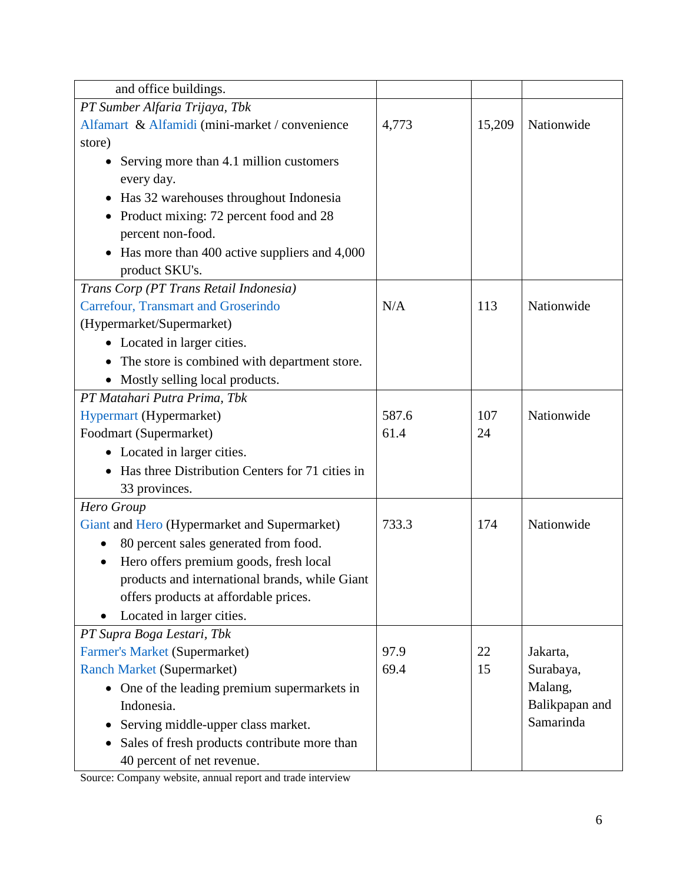| | | | |
|---|---|---|---|
| and office buildings. | | | |
| *PT Sumber Alfaria Trijaya, Tbk*<br>Alfamart & Alfamidi (mini-market / convenience store)<br>• Serving more than 4.1 million customers every day.<br>• Has 32 warehouses throughout Indonesia<br>• Product mixing: 72 percent food and 28 percent non-food.<br>• Has more than 400 active suppliers and 4,000 product SKU's. | 4,773 | 15,209 | Nationwide |
| *Trans Corp (PT Trans Retail Indonesia)*<br>Carrefour, Transmart and Groserindo (Hypermarket/Supermarket)<br>• Located in larger cities.<br>• The store is combined with department store.<br>• Mostly selling local products. | N/A | 113 | Nationwide |
| *PT Matahari Putra Prima, Tbk*<br>Hypermart (Hypermarket)<br>Foodmart (Supermarket)<br>• Located in larger cities.<br>• Has three Distribution Centers for 71 cities in 33 provinces. | 587.6<br>61.4 | 107<br>24 | Nationwide |
| *Hero Group*<br>Giant and Hero (Hypermarket and Supermarket)<br>• 80 percent sales generated from food.<br>• Hero offers premium goods, fresh local products and international brands, while Giant offers products at affordable prices.<br>• Located in larger cities. | 733.3 | 174 | Nationwide |
| *PT Supra Boga Lestari, Tbk*<br>Farmer's Market (Supermarket)<br>Ranch Market (Supermarket)<br>• One of the leading premium supermarkets in Indonesia.<br>• Serving middle-upper class market.<br>• Sales of fresh products contribute more than 40 percent of net revenue. | 97.9<br>69.4 | 22<br>15 | Jakarta, Surabaya, Malang, Balikpapan and Samarinda |

Source: Company website, annual report and trade interview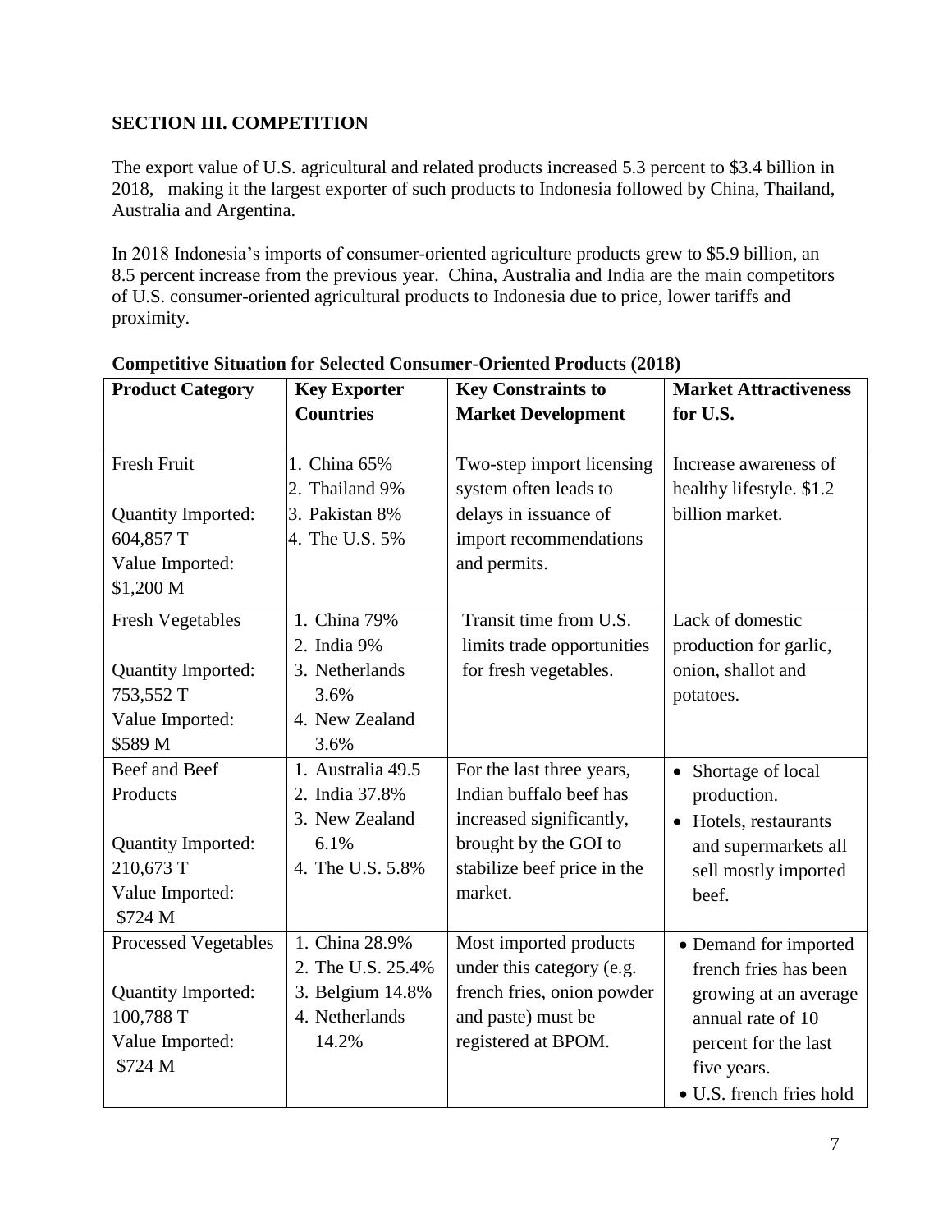## SECTION III. COMPETITION

The export value of U.S. agricultural and related products increased 5.3 percent to $3.4 billion in 2018, making it the largest exporter of such products to Indonesia followed by China, Thailand, Australia and Argentina.

In 2018 Indonesia's imports of consumer-oriented agriculture products grew to $5.9 billion, an 8.5 percent increase from the previous year. China, Australia and India are the main competitors of U.S. consumer-oriented agricultural products to Indonesia due to price, lower tariffs and proximity.

**Competitive Situation for Selected Consumer-Oriented Products (2018)**

| Product Category | Key Exporter Countries | Key Constraints to Market Development | Market Attractiveness for U.S. |
|---|---|---|---|
| Fresh Fruit<br><br>Quantity Imported: 604,857 T<br>Value Imported: $1,200 M | 1. China 65%<br>2. Thailand 9%<br>3. Pakistan 8%<br>4. The U.S. 5% | Two-step import licensing system often leads to delays in issuance of import recommendations and permits. | Increase awareness of healthy lifestyle. $1.2 billion market. |
| Fresh Vegetables<br><br>Quantity Imported: 753,552 T<br>Value Imported: $589 M | 1. China 79%<br>2. India 9%<br>3. Netherlands 3.6%<br>4. New Zealand 3.6% | Transit time from U.S. limits trade opportunities for fresh vegetables. | Lack of domestic production for garlic, onion, shallot and potatoes. |
| Beef and Beef Products<br><br>Quantity Imported: 210,673 T<br>Value Imported: $724 M | 1. Australia 49.5<br>2. India 37.8%<br>3. New Zealand 6.1%<br>4. The U.S. 5.8% | For the last three years, Indian buffalo beef has increased significantly, brought by the GOI to stabilize beef price in the market. | • Shortage of local production.<br>• Hotels, restaurants and supermarkets all sell mostly imported beef. |
| Processed Vegetables<br><br>Quantity Imported: 100,788 T<br>Value Imported: $724 M | 1. China 28.9%<br>2. The U.S. 25.4%<br>3. Belgium 14.8%<br>4. Netherlands 14.2% | Most imported products under this category (e.g. french fries, onion powder and paste) must be registered at BPOM. | • Demand for imported french fries has been growing at an average annual rate of 10 percent for the last five years.<br>• U.S. french fries hold |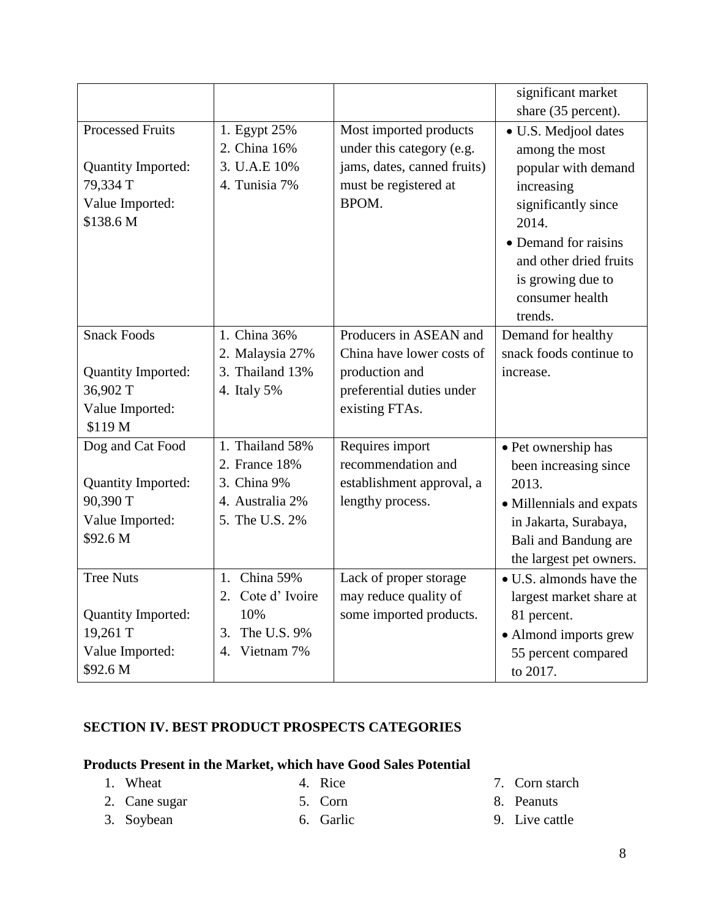| | | | |
|---|---|---|---|
| | | | significant market share (35 percent). |
| Processed Fruits<br><br>Quantity Imported: 79,334 T<br>Value Imported: $138.6 M | 1. Egypt 25%<br>2. China 16%<br>3. U.A.E 10%<br>4. Tunisia 7% | Most imported products under this category (e.g. jams, dates, canned fruits) must be registered at BPOM. | • U.S. Medjool dates among the most popular with demand increasing significantly since 2014.<br>• Demand for raisins and other dried fruits is growing due to consumer health trends. |
| Snack Foods<br><br>Quantity Imported: 36,902 T<br>Value Imported: $119 M | 1. China 36%<br>2. Malaysia 27%<br>3. Thailand 13%<br>4. Italy 5% | Producers in ASEAN and China have lower costs of production and preferential duties under existing FTAs. | Demand for healthy snack foods continue to increase. |
| Dog and Cat Food<br><br>Quantity Imported: 90,390 T<br>Value Imported: $92.6 M | 1. Thailand 58%<br>2. France 18%<br>3. China 9%<br>4. Australia 2%<br>5. The U.S. 2% | Requires import recommendation and establishment approval, a lengthy process. | • Pet ownership has been increasing since 2013.<br>• Millennials and expats in Jakarta, Surabaya, Bali and Bandung are the largest pet owners. |
| Tree Nuts<br><br>Quantity Imported: 19,261 T<br>Value Imported: $92.6 M | 1. China 59%<br>2. Cote d' Ivoire 10%<br>3. The U.S. 9%<br>4. Vietnam 7% | Lack of proper storage may reduce quality of some imported products. | • U.S. almonds have the largest market share at 81 percent.<br>• Almond imports grew 55 percent compared to 2017. |

## SECTION IV. BEST PRODUCT PROSPECTS CATEGORIES

### Products Present in the Market, which have Good Sales Potential

1. Wheat
2. Cane sugar
3. Soybean
4. Rice
5. Corn
6. Garlic
7. Corn starch
8. Peanuts
9. Live cattle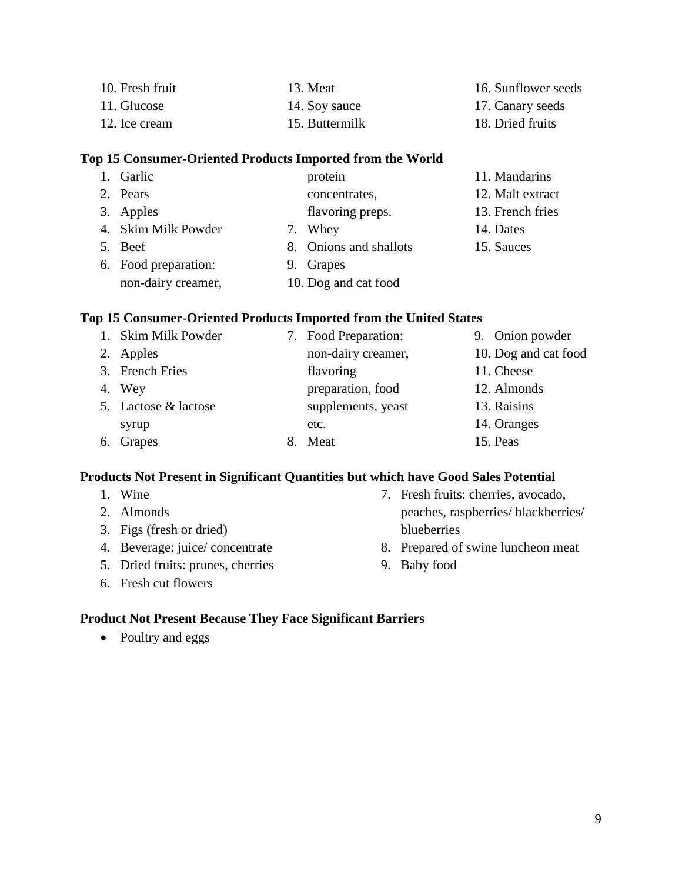10. Fresh fruit
11. Glucose
12. Ice cream
13. Meat
14. Soy sauce
15. Buttermilk
16. Sunflower seeds
17. Canary seeds
18. Dried fruits

**Top 15 Consumer-Oriented Products Imported from the World**

1. Garlic
2. Pears
3. Apples
4. Skim Milk Powder
5. Beef
6. Food preparation: non-dairy creamer, protein concentrates, flavoring preps.
7. Whey
8. Onions and shallots
9. Grapes
10. Dog and cat food
11. Mandarins
12. Malt extract
13. French fries
14. Dates
15. Sauces

**Top 15 Consumer-Oriented Products Imported from the United States**

1. Skim Milk Powder
2. Apples
3. French Fries
4. Wey
5. Lactose & lactose syrup
6. Grapes
7. Food Preparation: non-dairy creamer, flavoring preparation, food supplements, yeast etc.
8. Meat
9. Onion powder
10. Dog and cat food
11. Cheese
12. Almonds
13. Raisins
14. Oranges
15. Peas

**Products Not Present in Significant Quantities but which have Good Sales Potential**

1. Wine
2. Almonds
3. Figs (fresh or dried)
4. Beverage: juice/ concentrate
5. Dried fruits: prunes, cherries
6. Fresh cut flowers
7. Fresh fruits: cherries, avocado, peaches, raspberries/ blackberries/ blueberries
8. Prepared of swine luncheon meat
9. Baby food

**Product Not Present Because They Face Significant Barriers**

- Poultry and eggs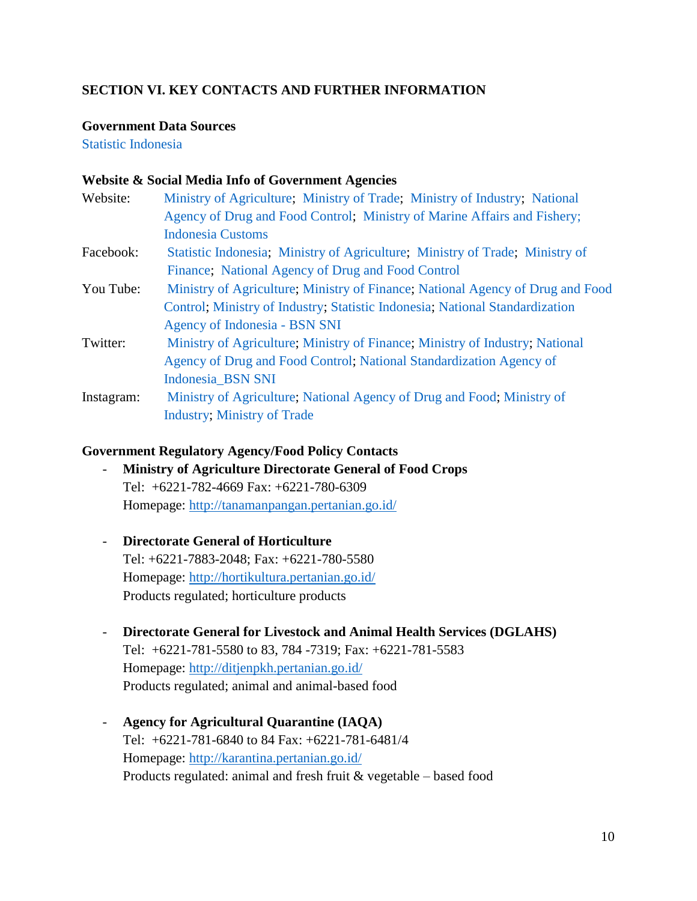## SECTION VI. KEY CONTACTS AND FURTHER INFORMATION

**Government Data Sources**

Statistic Indonesia

**Website & Social Media Info of Government Agencies**

Website: Ministry of Agriculture; Ministry of Trade; Ministry of Industry; National Agency of Drug and Food Control; Ministry of Marine Affairs and Fishery; Indonesia Customs

Facebook: Statistic Indonesia; Ministry of Agriculture; Ministry of Trade; Ministry of Finance; National Agency of Drug and Food Control

You Tube: Ministry of Agriculture; Ministry of Finance; National Agency of Drug and Food Control; Ministry of Industry; Statistic Indonesia; National Standardization Agency of Indonesia - BSN SNI

Twitter: Ministry of Agriculture; Ministry of Finance; Ministry of Industry; National Agency of Drug and Food Control; National Standardization Agency of Indonesia_BSN SNI

Instagram: Ministry of Agriculture; National Agency of Drug and Food; Ministry of Industry; Ministry of Trade

**Government Regulatory Agency/Food Policy Contacts**

- **Ministry of Agriculture Directorate General of Food Crops**
  Tel: +6221-782-4669 Fax: +6221-780-6309
  Homepage: http://tanamanpangan.pertanian.go.id/

- **Directorate General of Horticulture**
  Tel: +6221-7883-2048; Fax: +6221-780-5580
  Homepage: http://hortikultura.pertanian.go.id/
  Products regulated; horticulture products

- **Directorate General for Livestock and Animal Health Services (DGLAHS)**
  Tel: +6221-781-5580 to 83, 784 -7319; Fax: +6221-781-5583
  Homepage: http://ditjenpkh.pertanian.go.id/
  Products regulated; animal and animal-based food

- **Agency for Agricultural Quarantine (IAQA)**
  Tel: +6221-781-6840 to 84 Fax: +6221-781-6481/4
  Homepage: http://karantina.pertanian.go.id/
  Products regulated: animal and fresh fruit & vegetable – based food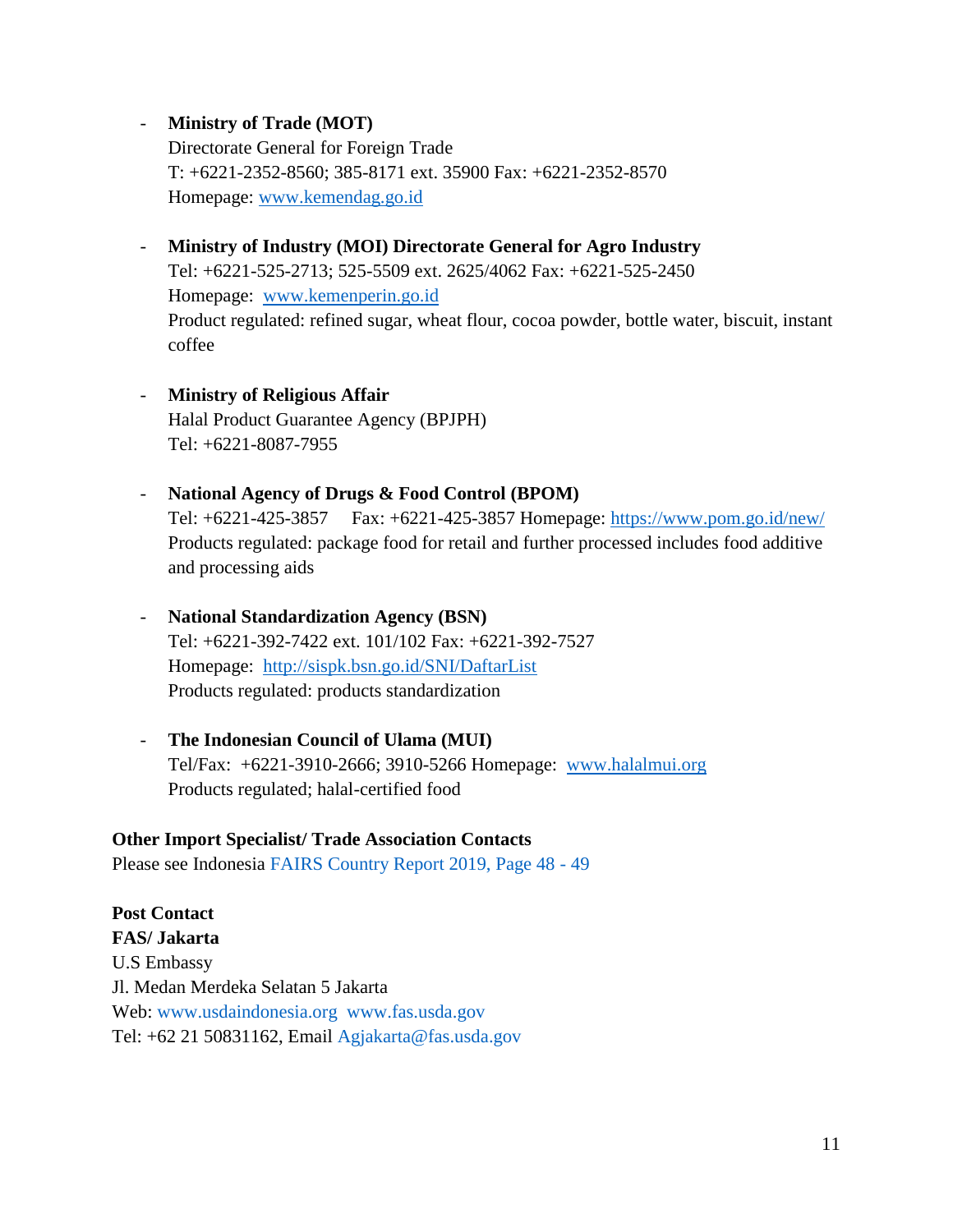- **Ministry of Trade (MOT)**
  Directorate General for Foreign Trade
  T: +6221-2352-8560; 385-8171 ext. 35900 Fax: +6221-2352-8570
  Homepage: www.kemendag.go.id

- **Ministry of Industry (MOI) Directorate General for Agro Industry**
  Tel: +6221-525-2713; 525-5509 ext. 2625/4062 Fax: +6221-525-2450
  Homepage: www.kemenperin.go.id
  Product regulated: refined sugar, wheat flour, cocoa powder, bottle water, biscuit, instant coffee

- **Ministry of Religious Affair**
  Halal Product Guarantee Agency (BPJPH)
  Tel: +6221-8087-7955

- **National Agency of Drugs & Food Control (BPOM)**
  Tel: +6221-425-3857 Fax: +6221-425-3857 Homepage: https://www.pom.go.id/new/
  Products regulated: package food for retail and further processed includes food additive and processing aids

- **National Standardization Agency (BSN)**
  Tel: +6221-392-7422 ext. 101/102 Fax: +6221-392-7527
  Homepage: http://sispk.bsn.go.id/SNI/DaftarList
  Products regulated: products standardization

- **The Indonesian Council of Ulama (MUI)**
  Tel/Fax: +6221-3910-2666; 3910-5266 Homepage: www.halalmui.org
  Products regulated; halal-certified food

**Other Import Specialist/ Trade Association Contacts**
Please see Indonesia FAIRS Country Report 2019, Page 48 - 49

**Post Contact**
**FAS/ Jakarta**
U.S Embassy
Jl. Medan Merdeka Selatan 5 Jakarta
Web: www.usdaindonesia.org www.fas.usda.gov
Tel: +62 21 50831162, Email Agjakarta@fas.usda.gov